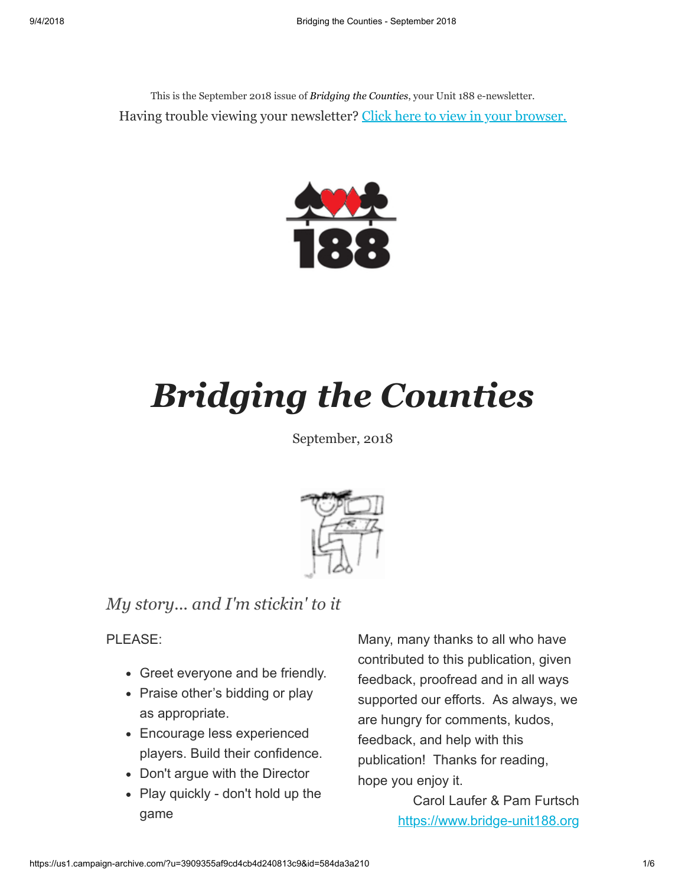This is the September 2018 issue of *Bridging the Counties*, your Unit 188 e-newsletter.

Having trouble viewing your newsletter? [Click here to view in your browser.]

# *Bridging the Counties*

September, 2018

## *My story... and I'm stickin' to it*

PLEASE:

- Greet everyone and be friendly.
- Praise other's bidding or play as appropriate.
- Encourage less experienced players. Build their confidence.
- Don't argue with the Director
- Play quickly - don't hold up the game

Many, many thanks to all who have contributed to this publication, given feedback, proofread and in all ways supported our efforts. As always, we are hungry for comments, kudos, feedback, and help with this publication! Thanks for reading, hope you enjoy it.

Carol Laufer & Pam Furtsch

https://www.bridge-unit188.org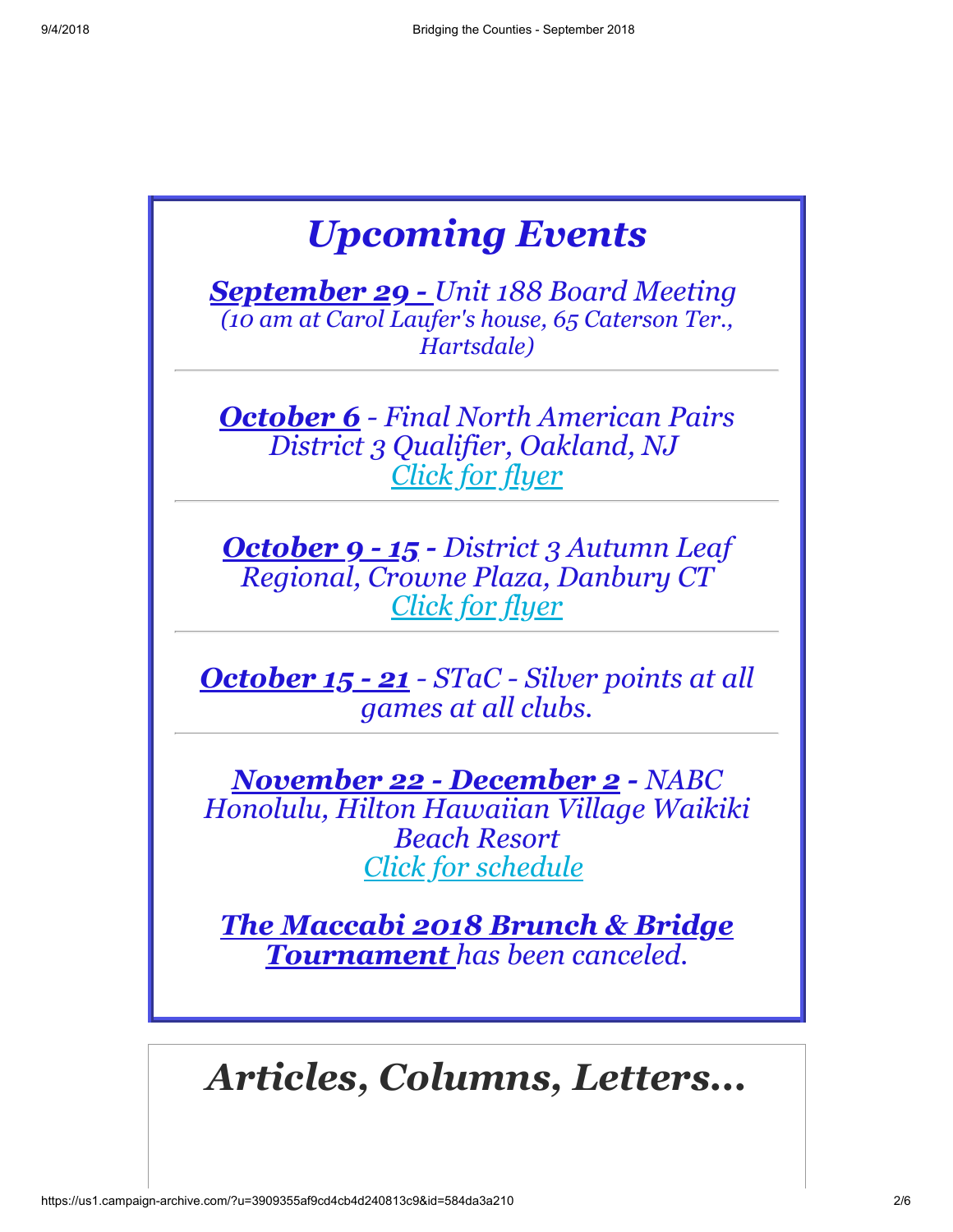# *Upcoming Events*

***September 29 -*** *Unit 188 Board Meeting*
*(10 am at Carol Laufer's house, 65 Caterson Ter., Hartsdale)*

---

***October 6*** *- Final North American Pairs District 3 Qualifier, Oakland, NJ*
*Click for flyer*

---

***October 9 - 15*** *- District 3 Autumn Leaf Regional, Crowne Plaza, Danbury CT*
*Click for flyer*

---

***October 15 - 21*** *- STaC - Silver points at all games at all clubs.*

---

***November 22 - December 2*** *- NABC Honolulu, Hilton Hawaiian Village Waikiki Beach Resort*
*Click for schedule*

***The Maccabi 2018 Brunch & Bridge Tournament*** *has been canceled.*

# *Articles, Columns, Letters...*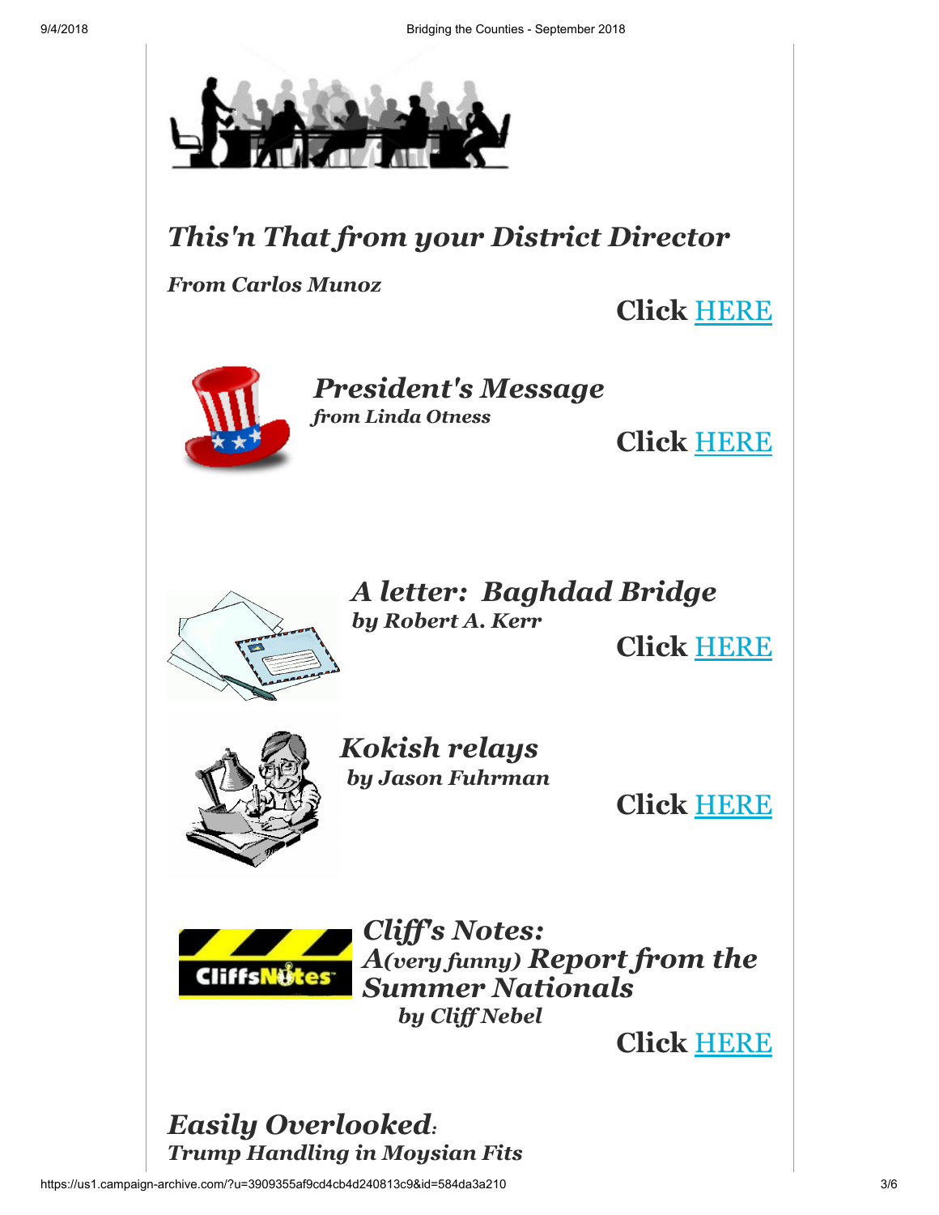## *This'n That from your District Director*

***From Carlos Munoz***

**Click HERE**

## *President's Message*

***from Linda Otness***

**Click HERE**

## *A letter: Baghdad Bridge*

***by Robert A. Kerr***

**Click HERE**

## *Kokish relays*

***by Jason Fuhrman***

**Click HERE**

## *Cliff's Notes: A(very funny) Report from the Summer Nationals*

***by Cliff Nebel***

**Click HERE**

## *Easily Overlooked:*

***Trump Handling in Moysian Fits***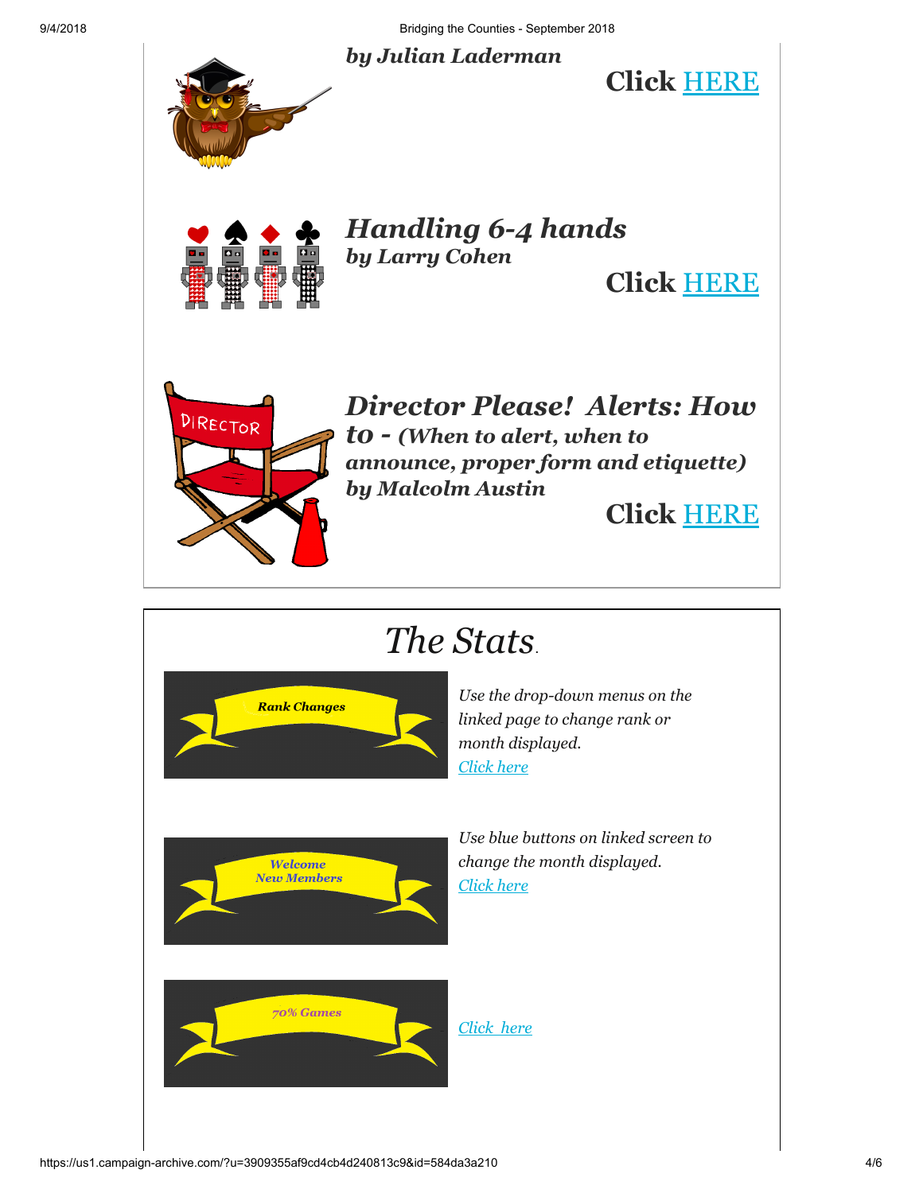***by Julian Laderman***

**Click** HERE

## *Handling 6-4 hands*

***by Larry Cohen***

**Click** HERE

## *Director Please! Alerts: How to - (When to alert, when to announce, proper form and etiquette)*

***by Malcolm Austin***

**Click** HERE

# *The Stats.*

***Rank Changes***

*Use the drop-down menus on the linked page to change rank or month displayed.*

*Click here*

***Welcome New Members***

*Use blue buttons on linked screen to change the month displayed.*

*Click here*

***70% Games***

*Click here*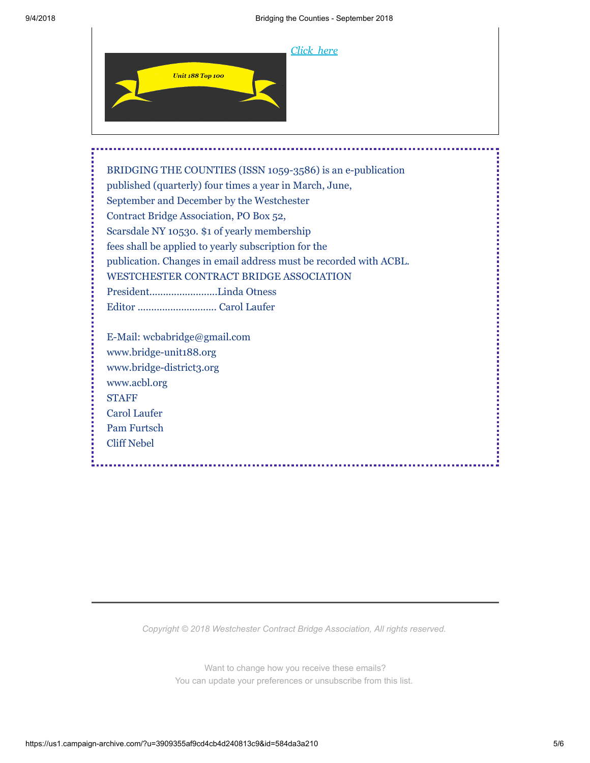Unit 188 Top 100

*Click here*

BRIDGING THE COUNTIES (ISSN 1059-3586) is an e-publication published (quarterly) four times a year in March, June, September and December by the Westchester Contract Bridge Association, PO Box 52, Scarsdale NY 10530. $1 of yearly membership fees shall be applied to yearly subscription for the publication. Changes in email address must be recorded with ACBL.

WESTCHESTER CONTRACT BRIDGE ASSOCIATION

President.........................Linda Otness

Editor ............................ Carol Laufer

E-Mail: wcbabridge@gmail.com

www.bridge-unit188.org

www.bridge-district3.org

www.acbl.org

STAFF

Carol Laufer

Pam Furtsch

Cliff Nebel

*Copyright © 2018 Westchester Contract Bridge Association, All rights reserved.*

Want to change how you receive these emails?
You can update your preferences or unsubscribe from this list.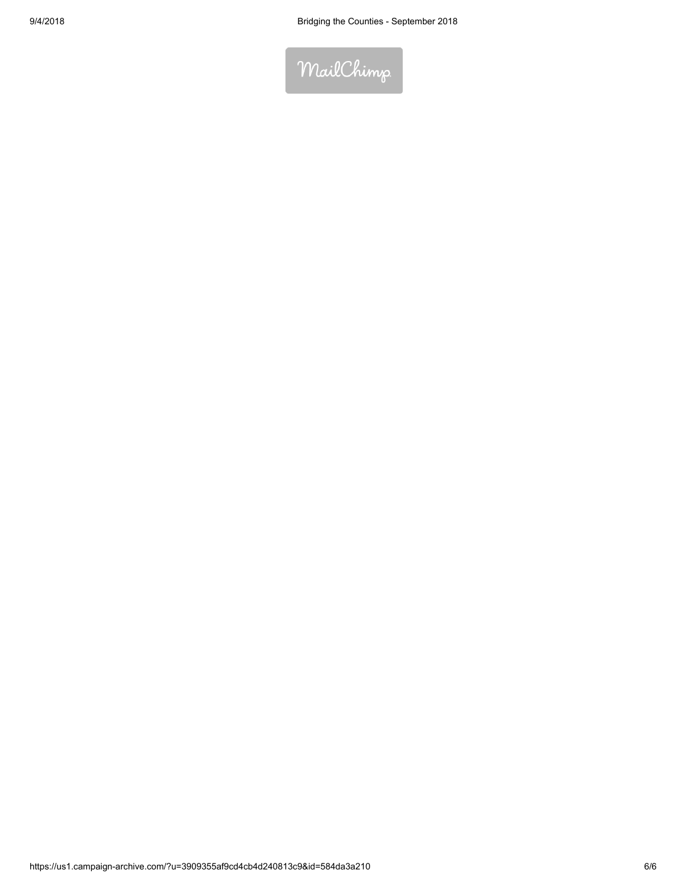MailChimp